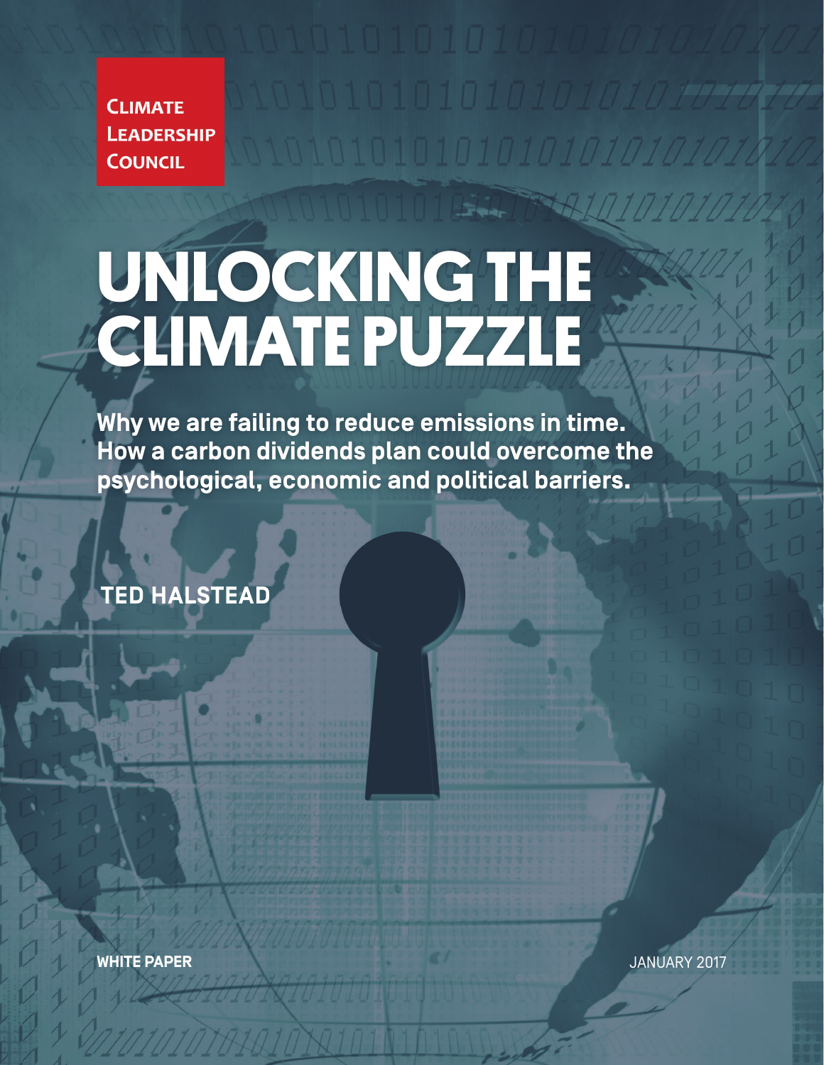**Climate Leadership Council**

# UNLOCKING THE CLIMATE PUZZLE

**Why we are failing to reduce emissions in time. How a carbon dividends plan could overcome the psychological, economic and political barriers.**

**TED HALSTEAD**

**WHITE PAPER**

JANUARY 2017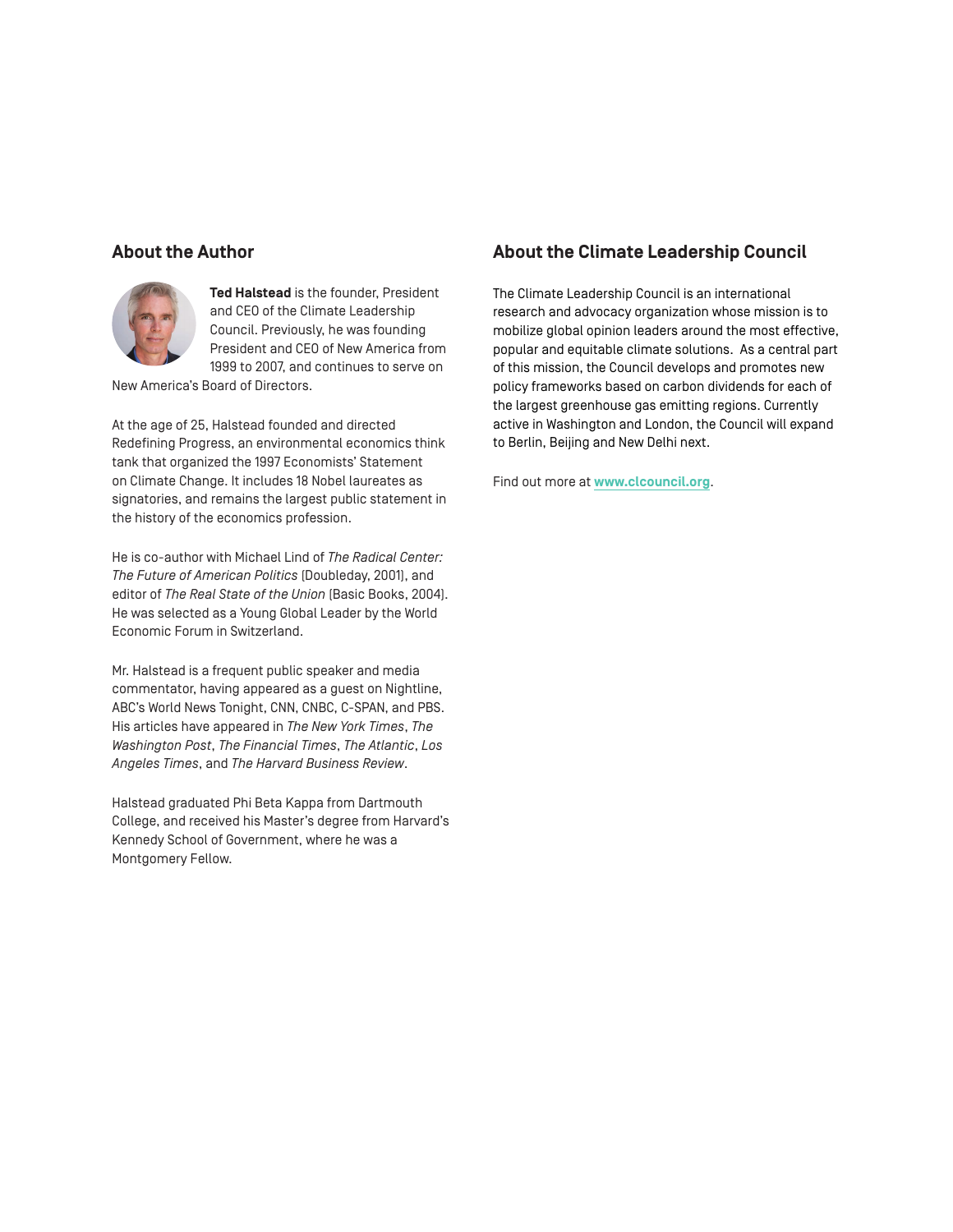## About the Author

**Ted Halstead** is the founder, President and CEO of the Climate Leadership Council. Previously, he was founding President and CEO of New America from 1999 to 2007, and continues to serve on New America's Board of Directors.

At the age of 25, Halstead founded and directed Redefining Progress, an environmental economics think tank that organized the 1997 Economists' Statement on Climate Change. It includes 18 Nobel laureates as signatories, and remains the largest public statement in the history of the economics profession.

He is co-author with Michael Lind of *The Radical Center: The Future of American Politics* (Doubleday, 2001), and editor of *The Real State of the Union* (Basic Books, 2004). He was selected as a Young Global Leader by the World Economic Forum in Switzerland.

Mr. Halstead is a frequent public speaker and media commentator, having appeared as a guest on Nightline, ABC's World News Tonight, CNN, CNBC, C-SPAN, and PBS. His articles have appeared in *The New York Times*, *The Washington Post*, *The Financial Times*, *The Atlantic*, *Los Angeles Times*, and *The Harvard Business Review*.

Halstead graduated Phi Beta Kappa from Dartmouth College, and received his Master's degree from Harvard's Kennedy School of Government, where he was a Montgomery Fellow.

## About the Climate Leadership Council

The Climate Leadership Council is an international research and advocacy organization whose mission is to mobilize global opinion leaders around the most effective, popular and equitable climate solutions. As a central part of this mission, the Council develops and promotes new policy frameworks based on carbon dividends for each of the largest greenhouse gas emitting regions. Currently active in Washington and London, the Council will expand to Berlin, Beijing and New Delhi next.

Find out more at **www.clcouncil.org**.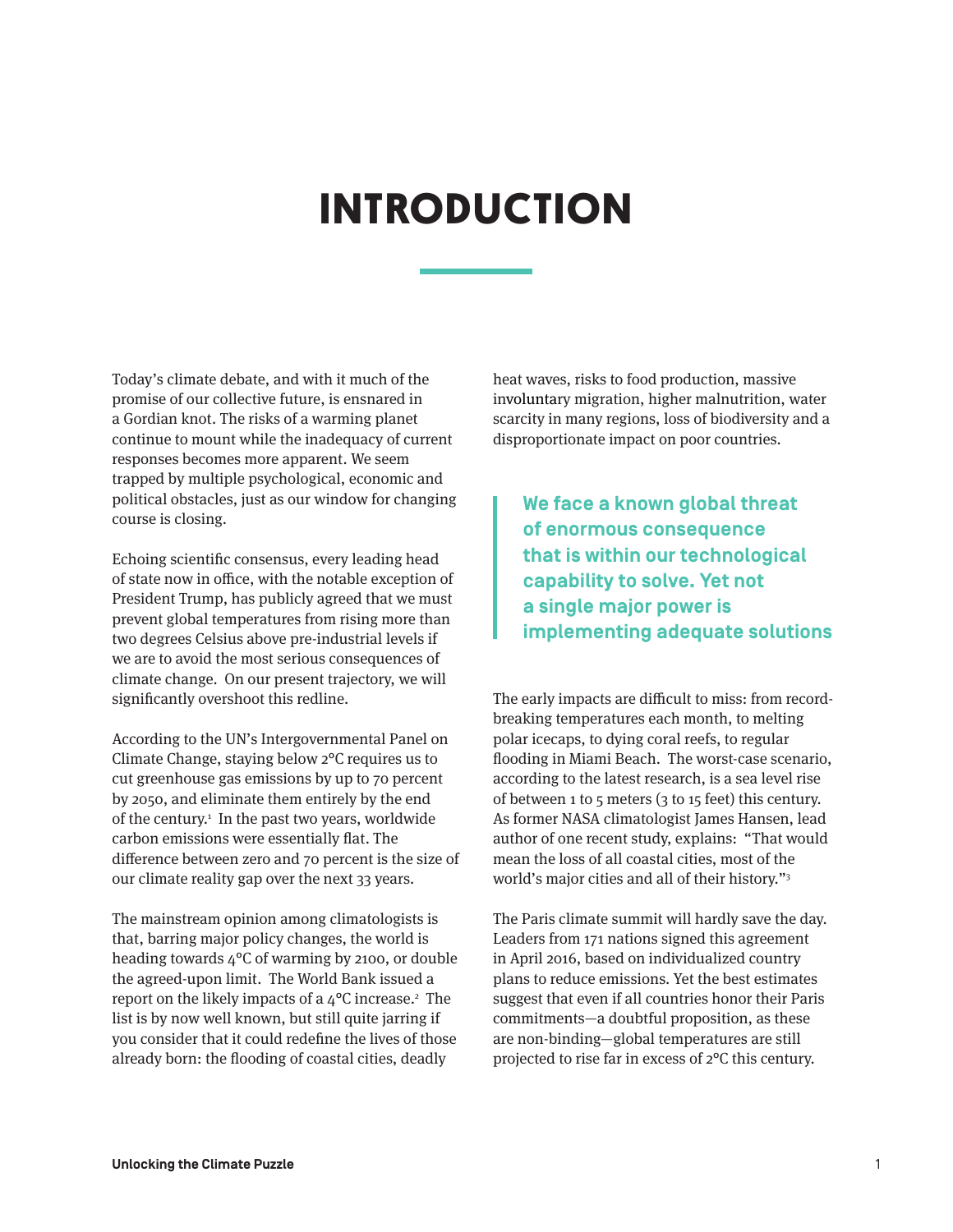# INTRODUCTION

Today's climate debate, and with it much of the promise of our collective future, is ensnared in a Gordian knot. The risks of a warming planet continue to mount while the inadequacy of current responses becomes more apparent. We seem trapped by multiple psychological, economic and political obstacles, just as our window for changing course is closing.

Echoing scientific consensus, every leading head of state now in office, with the notable exception of President Trump, has publicly agreed that we must prevent global temperatures from rising more than two degrees Celsius above pre-industrial levels if we are to avoid the most serious consequences of climate change. On our present trajectory, we will significantly overshoot this redline.

According to the UN's Intergovernmental Panel on Climate Change, staying below 2°C requires us to cut greenhouse gas emissions by up to 70 percent by 2050, and eliminate them entirely by the end of the century.[1] In the past two years, worldwide carbon emissions were essentially flat. The difference between zero and 70 percent is the size of our climate reality gap over the next 33 years.

The mainstream opinion among climatologists is that, barring major policy changes, the world is heading towards 4°C of warming by 2100, or double the agreed-upon limit. The World Bank issued a report on the likely impacts of a 4°C increase.[2] The list is by now well known, but still quite jarring if you consider that it could redefine the lives of those already born: the flooding of coastal cities, deadly heat waves, risks to food production, massive involuntary migration, higher malnutrition, water scarcity in many regions, loss of biodiversity and a disproportionate impact on poor countries.

> **We face a known global threat of enormous consequence that is within our technological capability to solve. Yet not a single major power is implementing adequate solutions**

The early impacts are difficult to miss: from record-breaking temperatures each month, to melting polar icecaps, to dying coral reefs, to regular flooding in Miami Beach. The worst-case scenario, according to the latest research, is a sea level rise of between 1 to 5 meters (3 to 15 feet) this century. As former NASA climatologist James Hansen, lead author of one recent study, explains: "That would mean the loss of all coastal cities, most of the world's major cities and all of their history."[3]

The Paris climate summit will hardly save the day. Leaders from 171 nations signed this agreement in April 2016, based on individualized country plans to reduce emissions. Yet the best estimates suggest that even if all countries honor their Paris commitments—a doubtful proposition, as these are non-binding—global temperatures are still projected to rise far in excess of 2°C this century.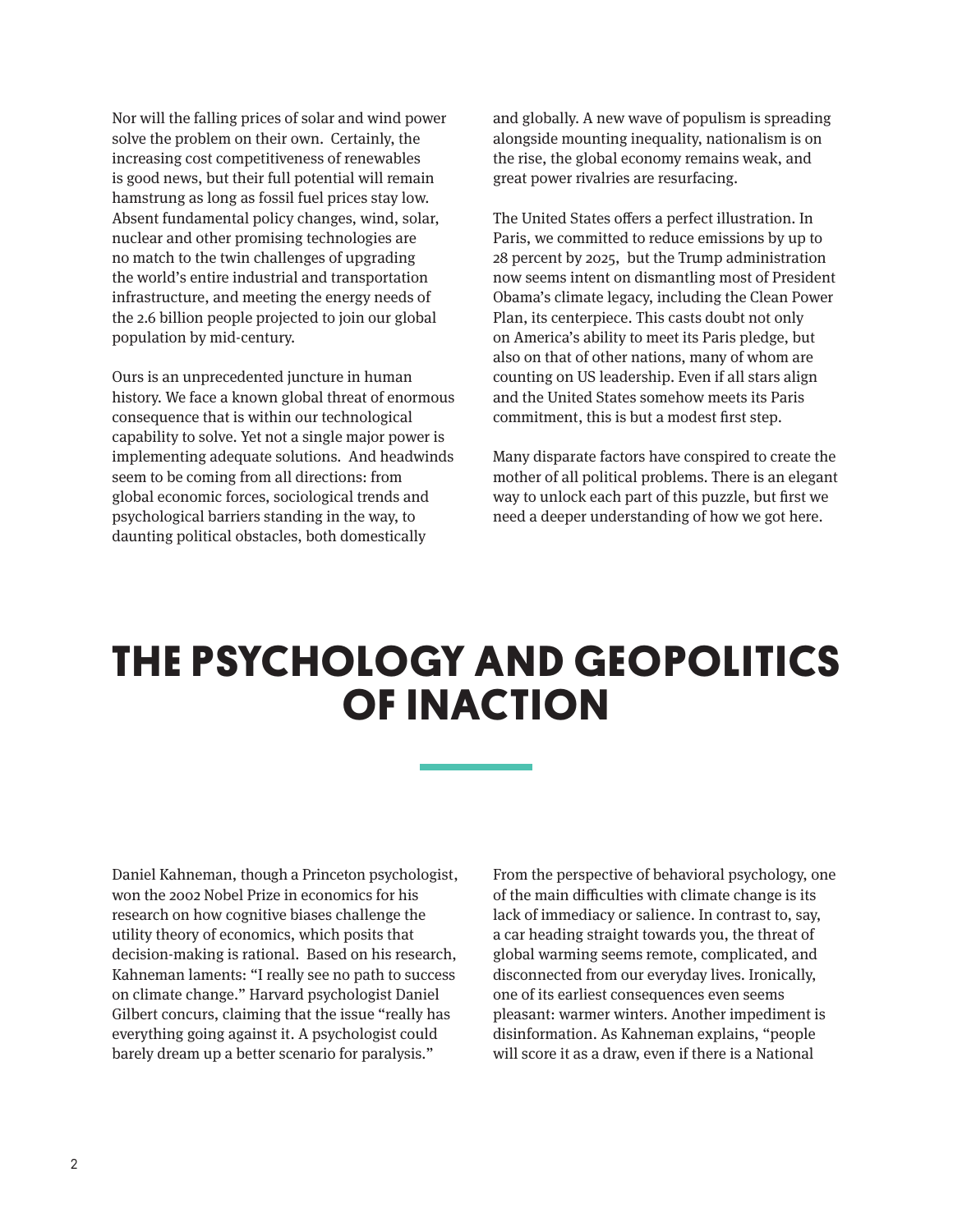Nor will the falling prices of solar and wind power solve the problem on their own. Certainly, the increasing cost competitiveness of renewables is good news, but their full potential will remain hamstrung as long as fossil fuel prices stay low. Absent fundamental policy changes, wind, solar, nuclear and other promising technologies are no match to the twin challenges of upgrading the world's entire industrial and transportation infrastructure, and meeting the energy needs of the 2.6 billion people projected to join our global population by mid-century.

Ours is an unprecedented juncture in human history. We face a known global threat of enormous consequence that is within our technological capability to solve. Yet not a single major power is implementing adequate solutions. And headwinds seem to be coming from all directions: from global economic forces, sociological trends and psychological barriers standing in the way, to daunting political obstacles, both domestically and globally. A new wave of populism is spreading alongside mounting inequality, nationalism is on the rise, the global economy remains weak, and great power rivalries are resurfacing.

The United States offers a perfect illustration. In Paris, we committed to reduce emissions by up to 28 percent by 2025, but the Trump administration now seems intent on dismantling most of President Obama's climate legacy, including the Clean Power Plan, its centerpiece. This casts doubt not only on America's ability to meet its Paris pledge, but also on that of other nations, many of whom are counting on US leadership. Even if all stars align and the United States somehow meets its Paris commitment, this is but a modest first step.

Many disparate factors have conspired to create the mother of all political problems. There is an elegant way to unlock each part of this puzzle, but first we need a deeper understanding of how we got here.

# THE PSYCHOLOGY AND GEOPOLITICS OF INACTION

Daniel Kahneman, though a Princeton psychologist, won the 2002 Nobel Prize in economics for his research on how cognitive biases challenge the utility theory of economics, which posits that decision-making is rational. Based on his research, Kahneman laments: "I really see no path to success on climate change." Harvard psychologist Daniel Gilbert concurs, claiming that the issue "really has everything going against it. A psychologist could barely dream up a better scenario for paralysis."

From the perspective of behavioral psychology, one of the main difficulties with climate change is its lack of immediacy or salience. In contrast to, say, a car heading straight towards you, the threat of global warming seems remote, complicated, and disconnected from our everyday lives. Ironically, one of its earliest consequences even seems pleasant: warmer winters. Another impediment is disinformation. As Kahneman explains, "people will score it as a draw, even if there is a National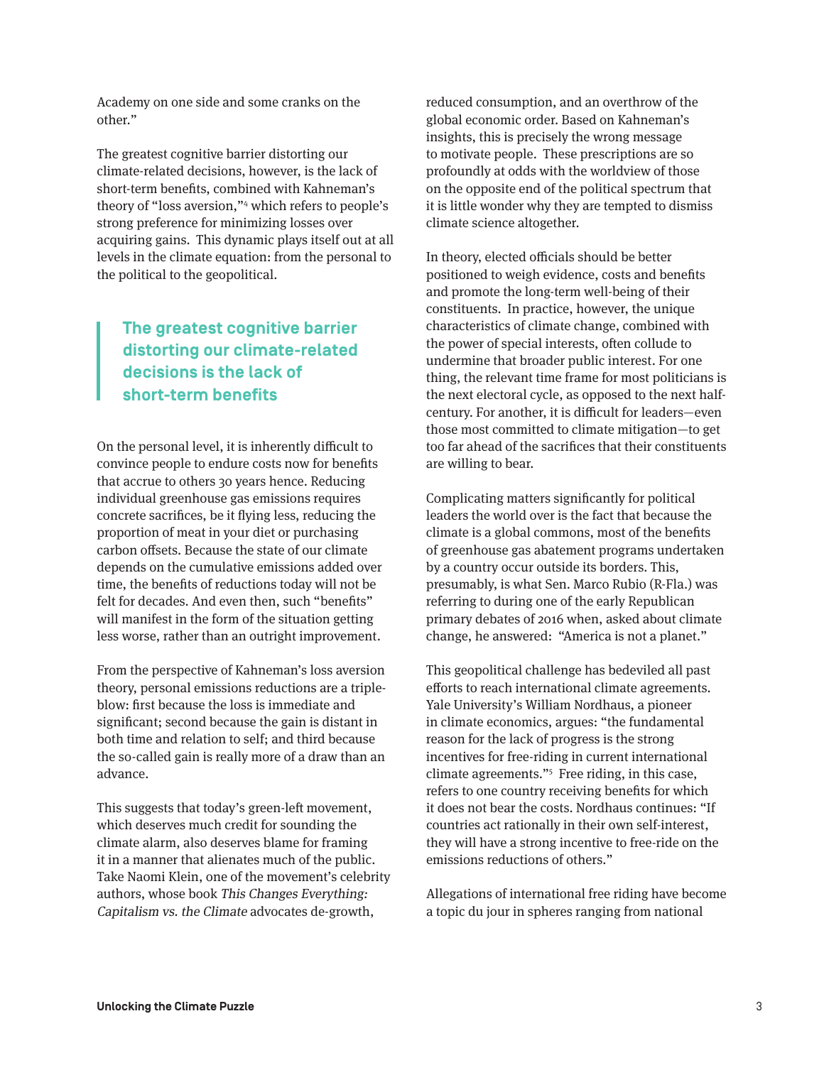Academy on one side and some cranks on the other."

The greatest cognitive barrier distorting our climate-related decisions, however, is the lack of short-term benefits, combined with Kahneman's theory of "loss aversion,"[4] which refers to people's strong preference for minimizing losses over acquiring gains. This dynamic plays itself out at all levels in the climate equation: from the personal to the political to the geopolitical.

> **The greatest cognitive barrier distorting our climate-related decisions is the lack of short-term benefits**

On the personal level, it is inherently difficult to convince people to endure costs now for benefits that accrue to others 30 years hence. Reducing individual greenhouse gas emissions requires concrete sacrifices, be it flying less, reducing the proportion of meat in your diet or purchasing carbon offsets. Because the state of our climate depends on the cumulative emissions added over time, the benefits of reductions today will not be felt for decades. And even then, such "benefits" will manifest in the form of the situation getting less worse, rather than an outright improvement.

From the perspective of Kahneman's loss aversion theory, personal emissions reductions are a triple-blow: first because the loss is immediate and significant; second because the gain is distant in both time and relation to self; and third because the so-called gain is really more of a draw than an advance.

This suggests that today's green-left movement, which deserves much credit for sounding the climate alarm, also deserves blame for framing it in a manner that alienates much of the public. Take Naomi Klein, one of the movement's celebrity authors, whose book *This Changes Everything: Capitalism vs. the Climate* advocates de-growth, reduced consumption, and an overthrow of the global economic order. Based on Kahneman's insights, this is precisely the wrong message to motivate people. These prescriptions are so profoundly at odds with the worldview of those on the opposite end of the political spectrum that it is little wonder why they are tempted to dismiss climate science altogether.

In theory, elected officials should be better positioned to weigh evidence, costs and benefits and promote the long-term well-being of their constituents. In practice, however, the unique characteristics of climate change, combined with the power of special interests, often collude to undermine that broader public interest. For one thing, the relevant time frame for most politicians is the next electoral cycle, as opposed to the next half-century. For another, it is difficult for leaders—even those most committed to climate mitigation—to get too far ahead of the sacrifices that their constituents are willing to bear.

Complicating matters significantly for political leaders the world over is the fact that because the climate is a global commons, most of the benefits of greenhouse gas abatement programs undertaken by a country occur outside its borders. This, presumably, is what Sen. Marco Rubio (R-Fla.) was referring to during one of the early Republican primary debates of 2016 when, asked about climate change, he answered: "America is not a planet."

This geopolitical challenge has bedeviled all past efforts to reach international climate agreements. Yale University's William Nordhaus, a pioneer in climate economics, argues: "the fundamental reason for the lack of progress is the strong incentives for free-riding in current international climate agreements."[5] Free riding, in this case, refers to one country receiving benefits for which it does not bear the costs. Nordhaus continues: "If countries act rationally in their own self-interest, they will have a strong incentive to free-ride on the emissions reductions of others."

Allegations of international free riding have become a topic du jour in spheres ranging from national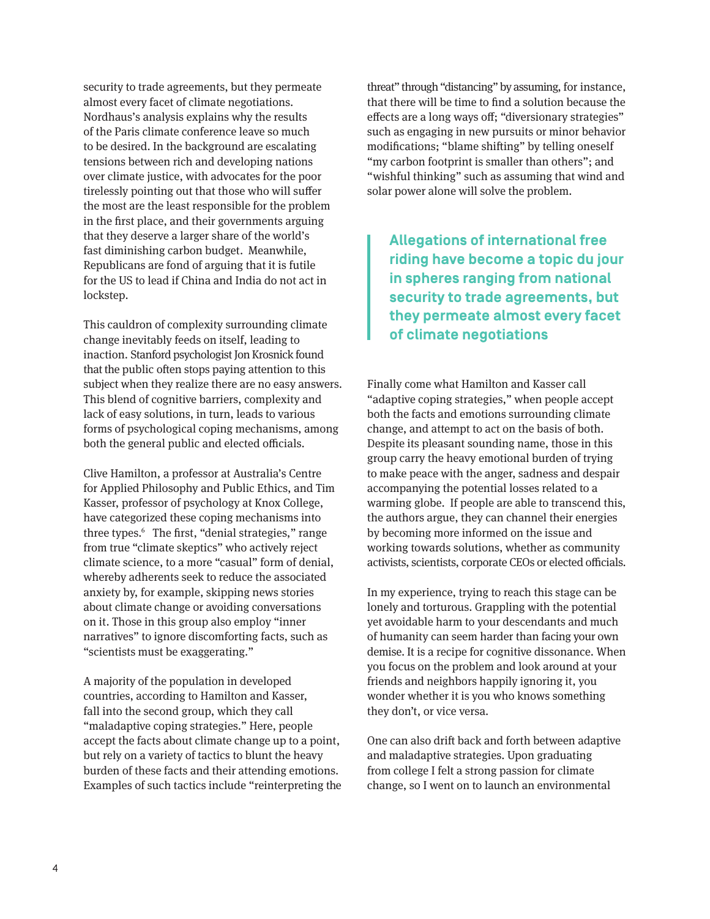security to trade agreements, but they permeate almost every facet of climate negotiations. Nordhaus's analysis explains why the results of the Paris climate conference leave so much to be desired. In the background are escalating tensions between rich and developing nations over climate justice, with advocates for the poor tirelessly pointing out that those who will suffer the most are the least responsible for the problem in the first place, and their governments arguing that they deserve a larger share of the world's fast diminishing carbon budget. Meanwhile, Republicans are fond of arguing that it is futile for the US to lead if China and India do not act in lockstep.

This cauldron of complexity surrounding climate change inevitably feeds on itself, leading to inaction. Stanford psychologist Jon Krosnick found that the public often stops paying attention to this subject when they realize there are no easy answers. This blend of cognitive barriers, complexity and lack of easy solutions, in turn, leads to various forms of psychological coping mechanisms, among both the general public and elected officials.

Clive Hamilton, a professor at Australia's Centre for Applied Philosophy and Public Ethics, and Tim Kasser, professor of psychology at Knox College, have categorized these coping mechanisms into three types.[6] The first, "denial strategies," range from true "climate skeptics" who actively reject climate science, to a more "casual" form of denial, whereby adherents seek to reduce the associated anxiety by, for example, skipping news stories about climate change or avoiding conversations on it. Those in this group also employ "inner narratives" to ignore discomforting facts, such as "scientists must be exaggerating."

A majority of the population in developed countries, according to Hamilton and Kasser, fall into the second group, which they call "maladaptive coping strategies." Here, people accept the facts about climate change up to a point, but rely on a variety of tactics to blunt the heavy burden of these facts and their attending emotions. Examples of such tactics include "reinterpreting the threat" through "distancing" by assuming, for instance, that there will be time to find a solution because the effects are a long ways off; "diversionary strategies" such as engaging in new pursuits or minor behavior modifications; "blame shifting" by telling oneself "my carbon footprint is smaller than others"; and "wishful thinking" such as assuming that wind and solar power alone will solve the problem.

> **Allegations of international free riding have become a topic du jour in spheres ranging from national security to trade agreements, but they permeate almost every facet of climate negotiations**

Finally come what Hamilton and Kasser call "adaptive coping strategies," when people accept both the facts and emotions surrounding climate change, and attempt to act on the basis of both. Despite its pleasant sounding name, those in this group carry the heavy emotional burden of trying to make peace with the anger, sadness and despair accompanying the potential losses related to a warming globe. If people are able to transcend this, the authors argue, they can channel their energies by becoming more informed on the issue and working towards solutions, whether as community activists, scientists, corporate CEOs or elected officials.

In my experience, trying to reach this stage can be lonely and torturous. Grappling with the potential yet avoidable harm to your descendants and much of humanity can seem harder than facing your own demise. It is a recipe for cognitive dissonance. When you focus on the problem and look around at your friends and neighbors happily ignoring it, you wonder whether it is you who knows something they don't, or vice versa.

One can also drift back and forth between adaptive and maladaptive strategies. Upon graduating from college I felt a strong passion for climate change, so I went on to launch an environmental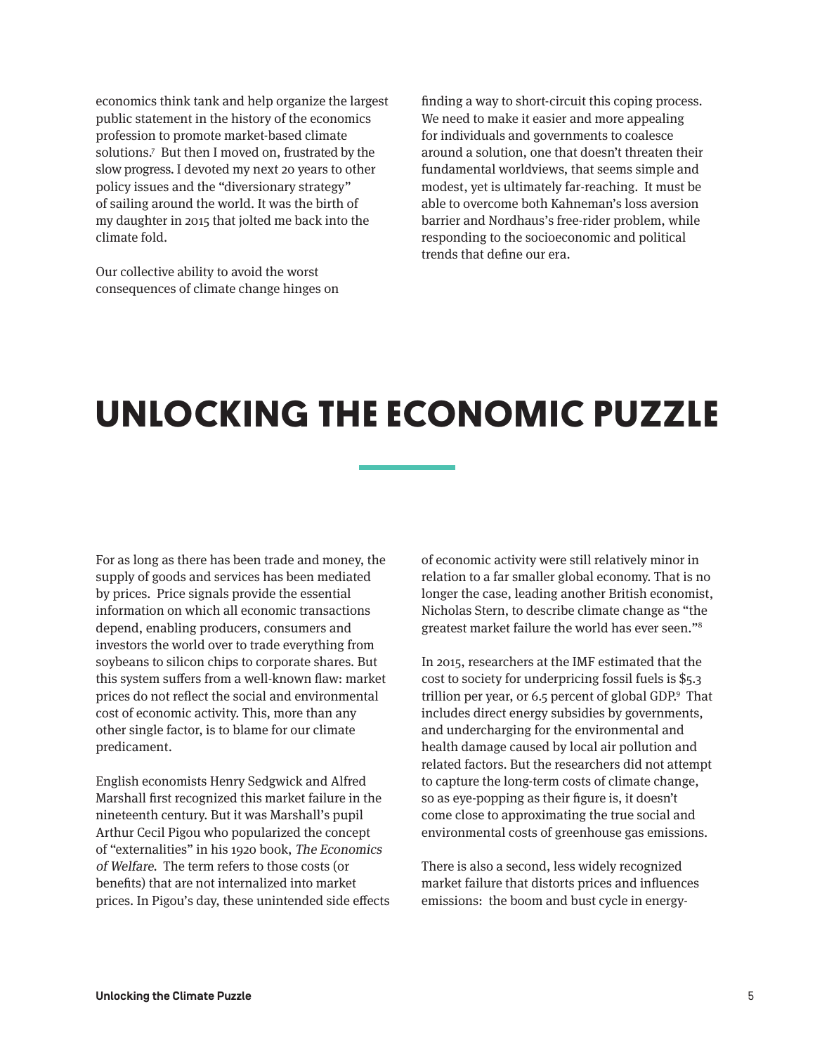economics think tank and help organize the largest public statement in the history of the economics profession to promote market-based climate solutions.[7] But then I moved on, frustrated by the slow progress. I devoted my next 20 years to other policy issues and the "diversionary strategy" of sailing around the world. It was the birth of my daughter in 2015 that jolted me back into the climate fold.

Our collective ability to avoid the worst consequences of climate change hinges on finding a way to short-circuit this coping process. We need to make it easier and more appealing for individuals and governments to coalesce around a solution, one that doesn't threaten their fundamental worldviews, that seems simple and modest, yet is ultimately far-reaching. It must be able to overcome both Kahneman's loss aversion barrier and Nordhaus's free-rider problem, while responding to the socioeconomic and political trends that define our era.

# UNLOCKING THE ECONOMIC PUZZLE

For as long as there has been trade and money, the supply of goods and services has been mediated by prices. Price signals provide the essential information on which all economic transactions depend, enabling producers, consumers and investors the world over to trade everything from soybeans to silicon chips to corporate shares. But this system suffers from a well-known flaw: market prices do not reflect the social and environmental cost of economic activity. This, more than any other single factor, is to blame for our climate predicament.

English economists Henry Sedgwick and Alfred Marshall first recognized this market failure in the nineteenth century. But it was Marshall's pupil Arthur Cecil Pigou who popularized the concept of "externalities" in his 1920 book, *The Economics of Welfare*. The term refers to those costs (or benefits) that are not internalized into market prices. In Pigou's day, these unintended side effects of economic activity were still relatively minor in relation to a far smaller global economy. That is no longer the case, leading another British economist, Nicholas Stern, to describe climate change as "the greatest market failure the world has ever seen."[8]

In 2015, researchers at the IMF estimated that the cost to society for underpricing fossil fuels is $5.3 trillion per year, or 6.5 percent of global GDP.[9] That includes direct energy subsidies by governments, and undercharging for the environmental and health damage caused by local air pollution and related factors. But the researchers did not attempt to capture the long-term costs of climate change, so as eye-popping as their figure is, it doesn't come close to approximating the true social and environmental costs of greenhouse gas emissions.

There is also a second, less widely recognized market failure that distorts prices and influences emissions: the boom and bust cycle in energy-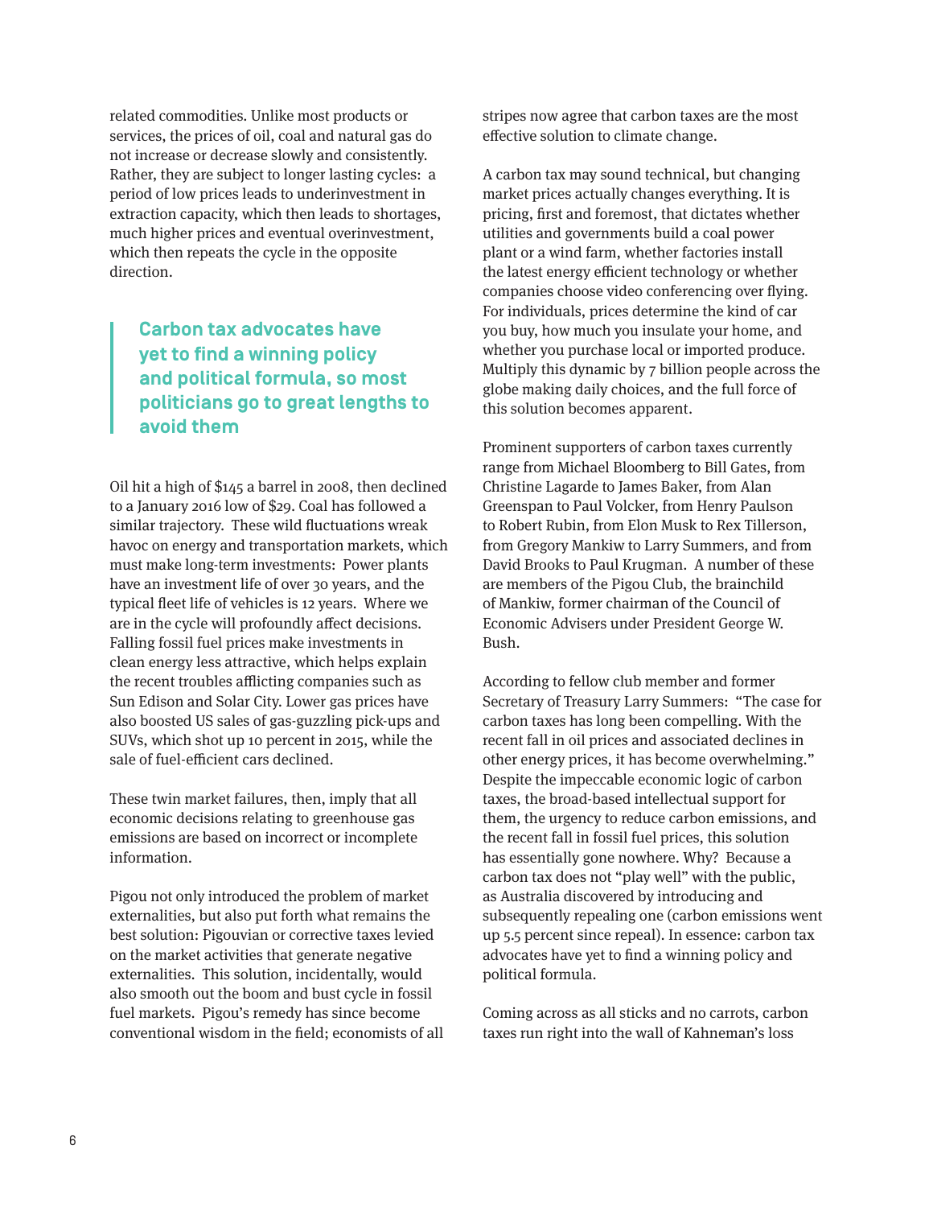related commodities. Unlike most products or services, the prices of oil, coal and natural gas do not increase or decrease slowly and consistently. Rather, they are subject to longer lasting cycles: a period of low prices leads to underinvestment in extraction capacity, which then leads to shortages, much higher prices and eventual overinvestment, which then repeats the cycle in the opposite direction.

> **Carbon tax advocates have yet to find a winning policy and political formula, so most politicians go to great lengths to avoid them**

Oil hit a high of $145 a barrel in 2008, then declined to a January 2016 low of $29. Coal has followed a similar trajectory. These wild fluctuations wreak havoc on energy and transportation markets, which must make long-term investments: Power plants have an investment life of over 30 years, and the typical fleet life of vehicles is 12 years. Where we are in the cycle will profoundly affect decisions. Falling fossil fuel prices make investments in clean energy less attractive, which helps explain the recent troubles afflicting companies such as Sun Edison and Solar City. Lower gas prices have also boosted US sales of gas-guzzling pick-ups and SUVs, which shot up 10 percent in 2015, while the sale of fuel-efficient cars declined.

These twin market failures, then, imply that all economic decisions relating to greenhouse gas emissions are based on incorrect or incomplete information.

Pigou not only introduced the problem of market externalities, but also put forth what remains the best solution: Pigouvian or corrective taxes levied on the market activities that generate negative externalities. This solution, incidentally, would also smooth out the boom and bust cycle in fossil fuel markets. Pigou's remedy has since become conventional wisdom in the field; economists of all stripes now agree that carbon taxes are the most effective solution to climate change.

A carbon tax may sound technical, but changing market prices actually changes everything. It is pricing, first and foremost, that dictates whether utilities and governments build a coal power plant or a wind farm, whether factories install the latest energy efficient technology or whether companies choose video conferencing over flying. For individuals, prices determine the kind of car you buy, how much you insulate your home, and whether you purchase local or imported produce. Multiply this dynamic by 7 billion people across the globe making daily choices, and the full force of this solution becomes apparent.

Prominent supporters of carbon taxes currently range from Michael Bloomberg to Bill Gates, from Christine Lagarde to James Baker, from Alan Greenspan to Paul Volcker, from Henry Paulson to Robert Rubin, from Elon Musk to Rex Tillerson, from Gregory Mankiw to Larry Summers, and from David Brooks to Paul Krugman. A number of these are members of the Pigou Club, the brainchild of Mankiw, former chairman of the Council of Economic Advisers under President George W. Bush.

According to fellow club member and former Secretary of Treasury Larry Summers: "The case for carbon taxes has long been compelling. With the recent fall in oil prices and associated declines in other energy prices, it has become overwhelming." Despite the impeccable economic logic of carbon taxes, the broad-based intellectual support for them, the urgency to reduce carbon emissions, and the recent fall in fossil fuel prices, this solution has essentially gone nowhere. Why? Because a carbon tax does not "play well" with the public, as Australia discovered by introducing and subsequently repealing one (carbon emissions went up 5.5 percent since repeal). In essence: carbon tax advocates have yet to find a winning policy and political formula.

Coming across as all sticks and no carrots, carbon taxes run right into the wall of Kahneman's loss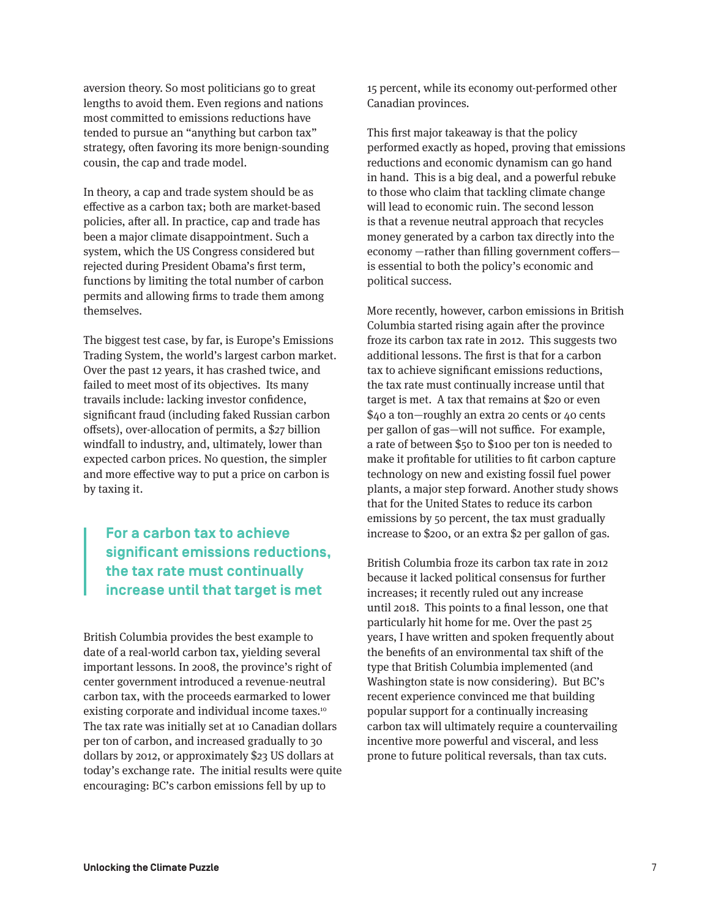aversion theory. So most politicians go to great lengths to avoid them. Even regions and nations most committed to emissions reductions have tended to pursue an "anything but carbon tax" strategy, often favoring its more benign-sounding cousin, the cap and trade model.

In theory, a cap and trade system should be as effective as a carbon tax; both are market-based policies, after all. In practice, cap and trade has been a major climate disappointment. Such a system, which the US Congress considered but rejected during President Obama's first term, functions by limiting the total number of carbon permits and allowing firms to trade them among themselves.

The biggest test case, by far, is Europe's Emissions Trading System, the world's largest carbon market. Over the past 12 years, it has crashed twice, and failed to meet most of its objectives. Its many travails include: lacking investor confidence, significant fraud (including faked Russian carbon offsets), over-allocation of permits, a $27 billion windfall to industry, and, ultimately, lower than expected carbon prices. No question, the simpler and more effective way to put a price on carbon is by taxing it.

> **For a carbon tax to achieve significant emissions reductions, the tax rate must continually increase until that target is met**

British Columbia provides the best example to date of a real-world carbon tax, yielding several important lessons. In 2008, the province's right of center government introduced a revenue-neutral carbon tax, with the proceeds earmarked to lower existing corporate and individual income taxes.[10] The tax rate was initially set at 10 Canadian dollars per ton of carbon, and increased gradually to 30 dollars by 2012, or approximately $23 US dollars at today's exchange rate. The initial results were quite encouraging: BC's carbon emissions fell by up to 15 percent, while its economy out-performed other Canadian provinces.

This first major takeaway is that the policy performed exactly as hoped, proving that emissions reductions and economic dynamism can go hand in hand. This is a big deal, and a powerful rebuke to those who claim that tackling climate change will lead to economic ruin. The second lesson is that a revenue neutral approach that recycles money generated by a carbon tax directly into the economy —rather than filling government coffers— is essential to both the policy's economic and political success.

More recently, however, carbon emissions in British Columbia started rising again after the province froze its carbon tax rate in 2012. This suggests two additional lessons. The first is that for a carbon tax to achieve significant emissions reductions, the tax rate must continually increase until that target is met. A tax that remains at $20 or even $40 a ton—roughly an extra 20 cents or 40 cents per gallon of gas—will not suffice. For example, a rate of between $50 to $100 per ton is needed to make it profitable for utilities to fit carbon capture technology on new and existing fossil fuel power plants, a major step forward. Another study shows that for the United States to reduce its carbon emissions by 50 percent, the tax must gradually increase to $200, or an extra $2 per gallon of gas.

British Columbia froze its carbon tax rate in 2012 because it lacked political consensus for further increases; it recently ruled out any increase until 2018. This points to a final lesson, one that particularly hit home for me. Over the past 25 years, I have written and spoken frequently about the benefits of an environmental tax shift of the type that British Columbia implemented (and Washington state is now considering). But BC's recent experience convinced me that building popular support for a continually increasing carbon tax will ultimately require a countervailing incentive more powerful and visceral, and less prone to future political reversals, than tax cuts.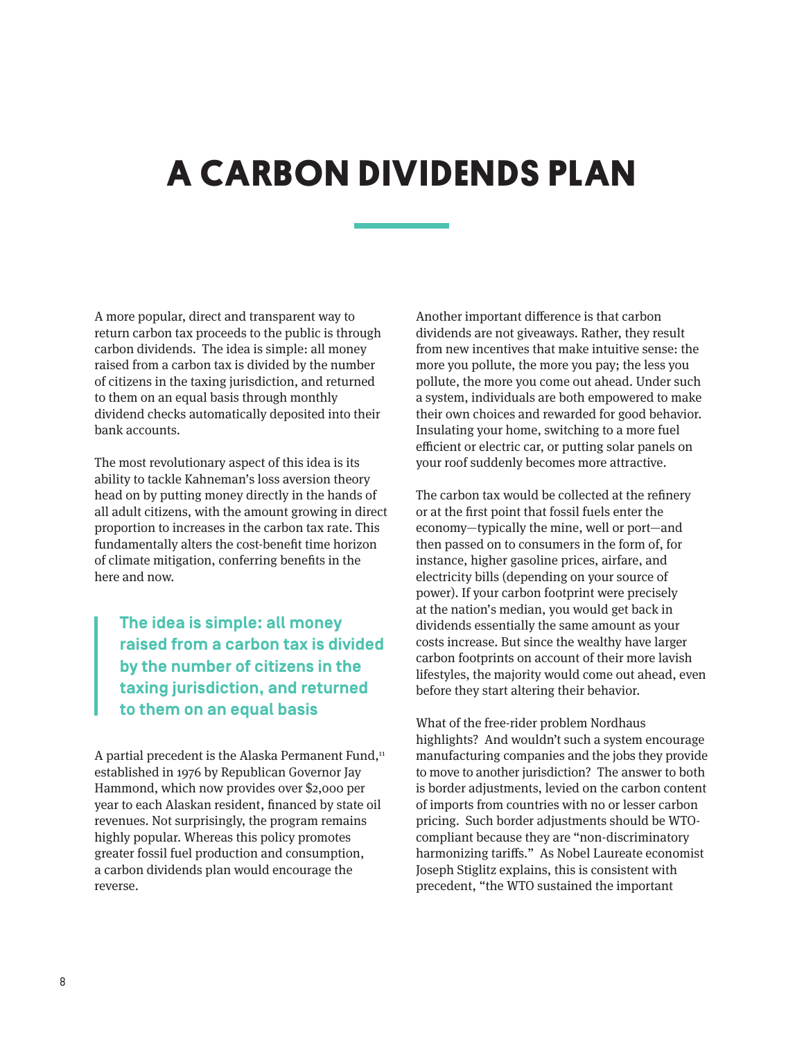# A CARBON DIVIDENDS PLAN

A more popular, direct and transparent way to return carbon tax proceeds to the public is through carbon dividends. The idea is simple: all money raised from a carbon tax is divided by the number of citizens in the taxing jurisdiction, and returned to them on an equal basis through monthly dividend checks automatically deposited into their bank accounts.

The most revolutionary aspect of this idea is its ability to tackle Kahneman's loss aversion theory head on by putting money directly in the hands of all adult citizens, with the amount growing in direct proportion to increases in the carbon tax rate. This fundamentally alters the cost-benefit time horizon of climate mitigation, conferring benefits in the here and now.

> **The idea is simple: all money raised from a carbon tax is divided by the number of citizens in the taxing jurisdiction, and returned to them on an equal basis**

A partial precedent is the Alaska Permanent Fund,[11] established in 1976 by Republican Governor Jay Hammond, which now provides over $2,000 per year to each Alaskan resident, financed by state oil revenues. Not surprisingly, the program remains highly popular. Whereas this policy promotes greater fossil fuel production and consumption, a carbon dividends plan would encourage the reverse.

Another important difference is that carbon dividends are not giveaways. Rather, they result from new incentives that make intuitive sense: the more you pollute, the more you pay; the less you pollute, the more you come out ahead. Under such a system, individuals are both empowered to make their own choices and rewarded for good behavior. Insulating your home, switching to a more fuel efficient or electric car, or putting solar panels on your roof suddenly becomes more attractive.

The carbon tax would be collected at the refinery or at the first point that fossil fuels enter the economy—typically the mine, well or port—and then passed on to consumers in the form of, for instance, higher gasoline prices, airfare, and electricity bills (depending on your source of power). If your carbon footprint were precisely at the nation's median, you would get back in dividends essentially the same amount as your costs increase. But since the wealthy have larger carbon footprints on account of their more lavish lifestyles, the majority would come out ahead, even before they start altering their behavior.

What of the free-rider problem Nordhaus highlights? And wouldn't such a system encourage manufacturing companies and the jobs they provide to move to another jurisdiction? The answer to both is border adjustments, levied on the carbon content of imports from countries with no or lesser carbon pricing. Such border adjustments should be WTO-compliant because they are "non-discriminatory harmonizing tariffs." As Nobel Laureate economist Joseph Stiglitz explains, this is consistent with precedent, "the WTO sustained the important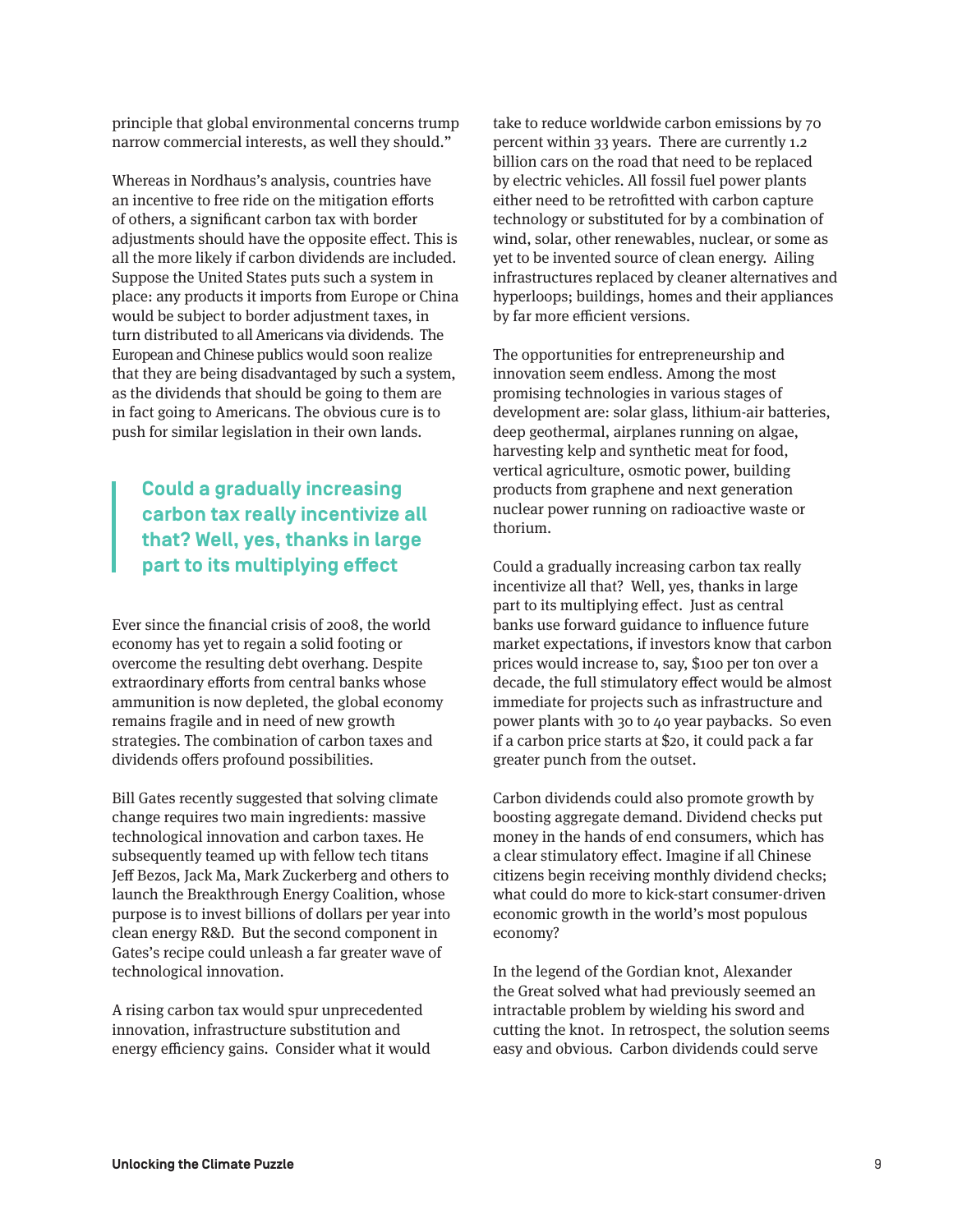principle that global environmental concerns trump narrow commercial interests, as well they should."

Whereas in Nordhaus's analysis, countries have an incentive to free ride on the mitigation efforts of others, a significant carbon tax with border adjustments should have the opposite effect. This is all the more likely if carbon dividends are included. Suppose the United States puts such a system in place: any products it imports from Europe or China would be subject to border adjustment taxes, in turn distributed to all Americans via dividends. The European and Chinese publics would soon realize that they are being disadvantaged by such a system, as the dividends that should be going to them are in fact going to Americans. The obvious cure is to push for similar legislation in their own lands.

> **Could a gradually increasing carbon tax really incentivize all that? Well, yes, thanks in large part to its multiplying effect**

Ever since the financial crisis of 2008, the world economy has yet to regain a solid footing or overcome the resulting debt overhang. Despite extraordinary efforts from central banks whose ammunition is now depleted, the global economy remains fragile and in need of new growth strategies. The combination of carbon taxes and dividends offers profound possibilities.

Bill Gates recently suggested that solving climate change requires two main ingredients: massive technological innovation and carbon taxes. He subsequently teamed up with fellow tech titans Jeff Bezos, Jack Ma, Mark Zuckerberg and others to launch the Breakthrough Energy Coalition, whose purpose is to invest billions of dollars per year into clean energy R&D. But the second component in Gates's recipe could unleash a far greater wave of technological innovation.

A rising carbon tax would spur unprecedented innovation, infrastructure substitution and energy efficiency gains. Consider what it would take to reduce worldwide carbon emissions by 70 percent within 33 years. There are currently 1.2 billion cars on the road that need to be replaced by electric vehicles. All fossil fuel power plants either need to be retrofitted with carbon capture technology or substituted for by a combination of wind, solar, other renewables, nuclear, or some as yet to be invented source of clean energy. Ailing infrastructures replaced by cleaner alternatives and hyperloops; buildings, homes and their appliances by far more efficient versions.

The opportunities for entrepreneurship and innovation seem endless. Among the most promising technologies in various stages of development are: solar glass, lithium-air batteries, deep geothermal, airplanes running on algae, harvesting kelp and synthetic meat for food, vertical agriculture, osmotic power, building products from graphene and next generation nuclear power running on radioactive waste or thorium.

Could a gradually increasing carbon tax really incentivize all that? Well, yes, thanks in large part to its multiplying effect. Just as central banks use forward guidance to influence future market expectations, if investors know that carbon prices would increase to, say, $100 per ton over a decade, the full stimulatory effect would be almost immediate for projects such as infrastructure and power plants with 30 to 40 year paybacks. So even if a carbon price starts at $20, it could pack a far greater punch from the outset.

Carbon dividends could also promote growth by boosting aggregate demand. Dividend checks put money in the hands of end consumers, which has a clear stimulatory effect. Imagine if all Chinese citizens begin receiving monthly dividend checks; what could do more to kick-start consumer-driven economic growth in the world's most populous economy?

In the legend of the Gordian knot, Alexander the Great solved what had previously seemed an intractable problem by wielding his sword and cutting the knot. In retrospect, the solution seems easy and obvious. Carbon dividends could serve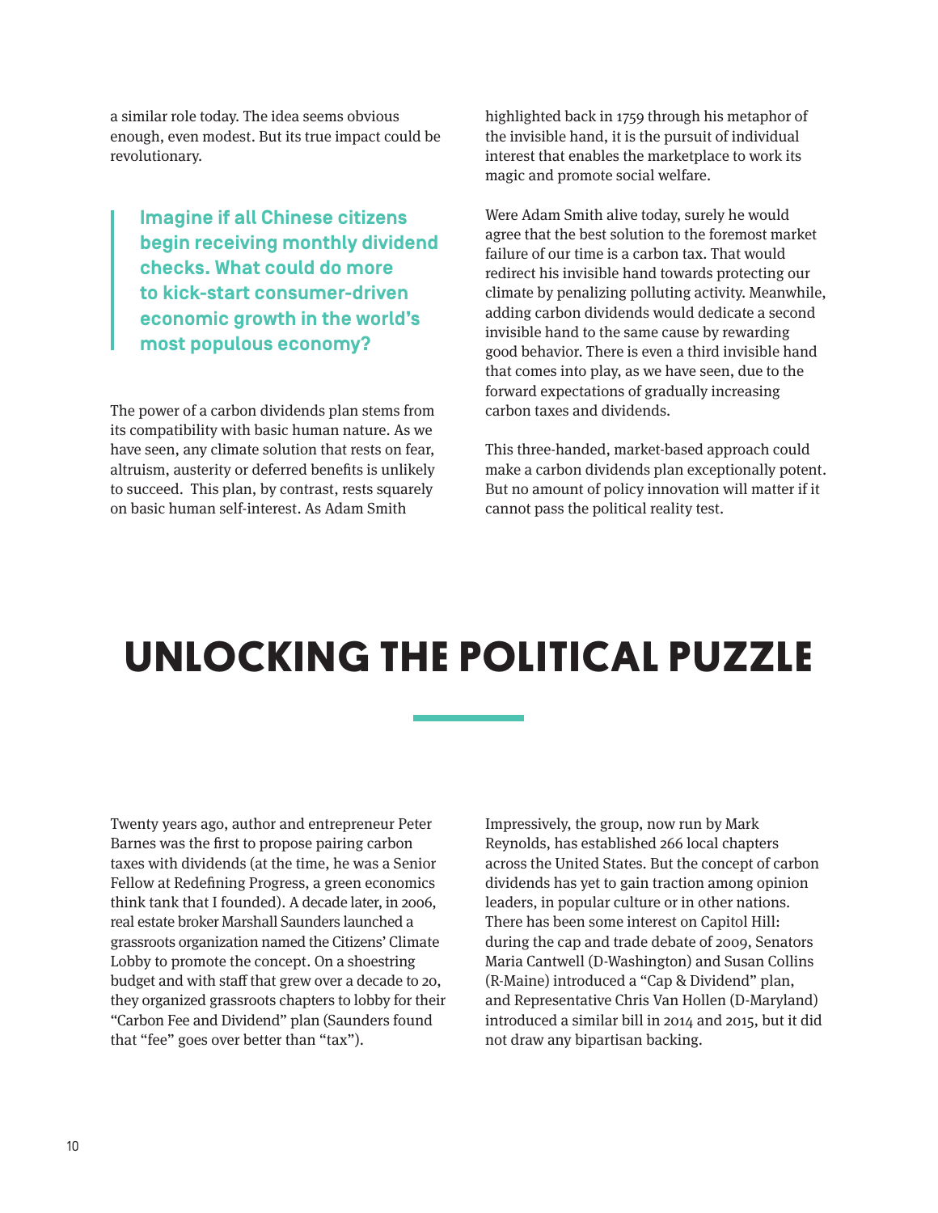a similar role today. The idea seems obvious enough, even modest. But its true impact could be revolutionary.

> **Imagine if all Chinese citizens begin receiving monthly dividend checks. What could do more to kick-start consumer-driven economic growth in the world's most populous economy?**

The power of a carbon dividends plan stems from its compatibility with basic human nature. As we have seen, any climate solution that rests on fear, altruism, austerity or deferred benefits is unlikely to succeed. This plan, by contrast, rests squarely on basic human self-interest. As Adam Smith highlighted back in 1759 through his metaphor of the invisible hand, it is the pursuit of individual interest that enables the marketplace to work its magic and promote social welfare.

Were Adam Smith alive today, surely he would agree that the best solution to the foremost market failure of our time is a carbon tax. That would redirect his invisible hand towards protecting our climate by penalizing polluting activity. Meanwhile, adding carbon dividends would dedicate a second invisible hand to the same cause by rewarding good behavior. There is even a third invisible hand that comes into play, as we have seen, due to the forward expectations of gradually increasing carbon taxes and dividends.

This three-handed, market-based approach could make a carbon dividends plan exceptionally potent. But no amount of policy innovation will matter if it cannot pass the political reality test.

# UNLOCKING THE POLITICAL PUZZLE

Twenty years ago, author and entrepreneur Peter Barnes was the first to propose pairing carbon taxes with dividends (at the time, he was a Senior Fellow at Redefining Progress, a green economics think tank that I founded). A decade later, in 2006, real estate broker Marshall Saunders launched a grassroots organization named the Citizens' Climate Lobby to promote the concept. On a shoestring budget and with staff that grew over a decade to 20, they organized grassroots chapters to lobby for their "Carbon Fee and Dividend" plan (Saunders found that "fee" goes over better than "tax").

Impressively, the group, now run by Mark Reynolds, has established 266 local chapters across the United States. But the concept of carbon dividends has yet to gain traction among opinion leaders, in popular culture or in other nations. There has been some interest on Capitol Hill: during the cap and trade debate of 2009, Senators Maria Cantwell (D-Washington) and Susan Collins (R-Maine) introduced a "Cap & Dividend" plan, and Representative Chris Van Hollen (D-Maryland) introduced a similar bill in 2014 and 2015, but it did not draw any bipartisan backing.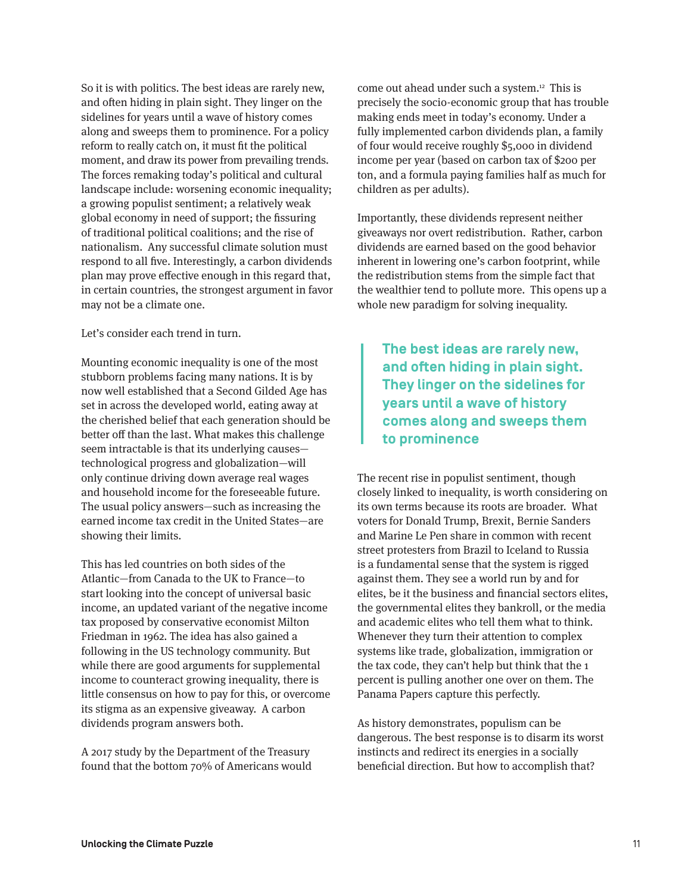So it is with politics. The best ideas are rarely new, and often hiding in plain sight. They linger on the sidelines for years until a wave of history comes along and sweeps them to prominence. For a policy reform to really catch on, it must fit the political moment, and draw its power from prevailing trends. The forces remaking today's political and cultural landscape include: worsening economic inequality; a growing populist sentiment; a relatively weak global economy in need of support; the fissuring of traditional political coalitions; and the rise of nationalism. Any successful climate solution must respond to all five. Interestingly, a carbon dividends plan may prove effective enough in this regard that, in certain countries, the strongest argument in favor may not be a climate one.

Let's consider each trend in turn.

Mounting economic inequality is one of the most stubborn problems facing many nations. It is by now well established that a Second Gilded Age has set in across the developed world, eating away at the cherished belief that each generation should be better off than the last. What makes this challenge seem intractable is that its underlying causes—technological progress and globalization—will only continue driving down average real wages and household income for the foreseeable future. The usual policy answers—such as increasing the earned income tax credit in the United States—are showing their limits.

This has led countries on both sides of the Atlantic—from Canada to the UK to France—to start looking into the concept of universal basic income, an updated variant of the negative income tax proposed by conservative economist Milton Friedman in 1962. The idea has also gained a following in the US technology community. But while there are good arguments for supplemental income to counteract growing inequality, there is little consensus on how to pay for this, or overcome its stigma as an expensive giveaway. A carbon dividends program answers both.

A 2017 study by the Department of the Treasury found that the bottom 70% of Americans would come out ahead under such a system.[12] This is precisely the socio-economic group that has trouble making ends meet in today's economy. Under a fully implemented carbon dividends plan, a family of four would receive roughly $5,000 in dividend income per year (based on carbon tax of $200 per ton, and a formula paying families half as much for children as per adults).

Importantly, these dividends represent neither giveaways nor overt redistribution. Rather, carbon dividends are earned based on the good behavior inherent in lowering one's carbon footprint, while the redistribution stems from the simple fact that the wealthier tend to pollute more. This opens up a whole new paradigm for solving inequality.

> **The best ideas are rarely new, and often hiding in plain sight. They linger on the sidelines for years until a wave of history comes along and sweeps them to prominence**

The recent rise in populist sentiment, though closely linked to inequality, is worth considering on its own terms because its roots are broader. What voters for Donald Trump, Brexit, Bernie Sanders and Marine Le Pen share in common with recent street protesters from Brazil to Iceland to Russia is a fundamental sense that the system is rigged against them. They see a world run by and for elites, be it the business and financial sectors elites, the governmental elites they bankroll, or the media and academic elites who tell them what to think. Whenever they turn their attention to complex systems like trade, globalization, immigration or the tax code, they can't help but think that the 1 percent is pulling another one over on them. The Panama Papers capture this perfectly.

As history demonstrates, populism can be dangerous. The best response is to disarm its worst instincts and redirect its energies in a socially beneficial direction. But how to accomplish that?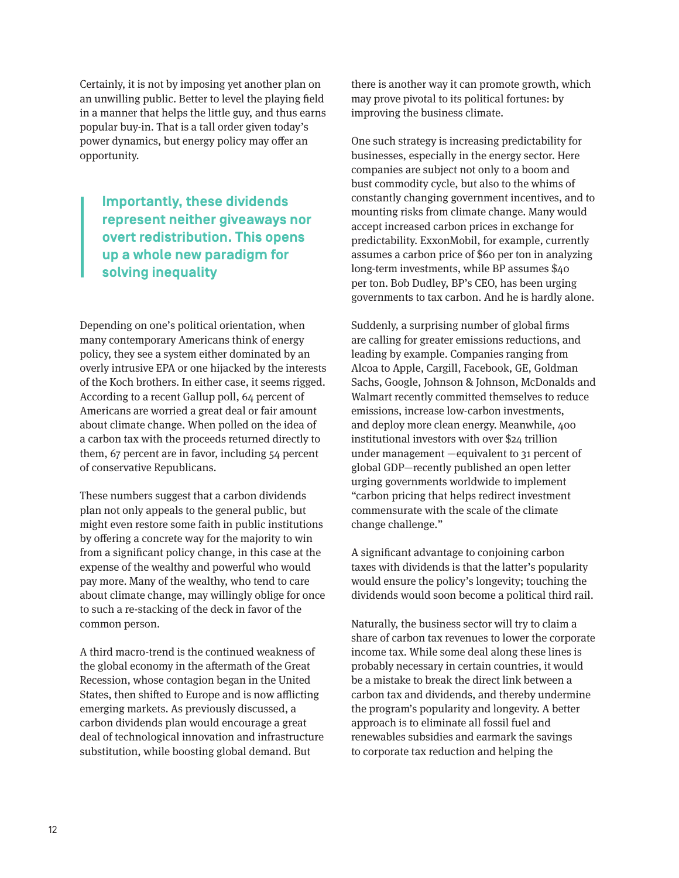Certainly, it is not by imposing yet another plan on an unwilling public. Better to level the playing field in a manner that helps the little guy, and thus earns popular buy-in. That is a tall order given today's power dynamics, but energy policy may offer an opportunity.

> **Importantly, these dividends represent neither giveaways nor overt redistribution. This opens up a whole new paradigm for solving inequality**

Depending on one's political orientation, when many contemporary Americans think of energy policy, they see a system either dominated by an overly intrusive EPA or one hijacked by the interests of the Koch brothers. In either case, it seems rigged. According to a recent Gallup poll, 64 percent of Americans are worried a great deal or fair amount about climate change. When polled on the idea of a carbon tax with the proceeds returned directly to them, 67 percent are in favor, including 54 percent of conservative Republicans.

These numbers suggest that a carbon dividends plan not only appeals to the general public, but might even restore some faith in public institutions by offering a concrete way for the majority to win from a significant policy change, in this case at the expense of the wealthy and powerful who would pay more. Many of the wealthy, who tend to care about climate change, may willingly oblige for once to such a re-stacking of the deck in favor of the common person.

A third macro-trend is the continued weakness of the global economy in the aftermath of the Great Recession, whose contagion began in the United States, then shifted to Europe and is now afflicting emerging markets. As previously discussed, a carbon dividends plan would encourage a great deal of technological innovation and infrastructure substitution, while boosting global demand. But there is another way it can promote growth, which may prove pivotal to its political fortunes: by improving the business climate.

One such strategy is increasing predictability for businesses, especially in the energy sector. Here companies are subject not only to a boom and bust commodity cycle, but also to the whims of constantly changing government incentives, and to mounting risks from climate change. Many would accept increased carbon prices in exchange for predictability. ExxonMobil, for example, currently assumes a carbon price of $60 per ton in analyzing long-term investments, while BP assumes $40 per ton. Bob Dudley, BP's CEO, has been urging governments to tax carbon. And he is hardly alone.

Suddenly, a surprising number of global firms are calling for greater emissions reductions, and leading by example. Companies ranging from Alcoa to Apple, Cargill, Facebook, GE, Goldman Sachs, Google, Johnson & Johnson, McDonalds and Walmart recently committed themselves to reduce emissions, increase low-carbon investments, and deploy more clean energy. Meanwhile, 400 institutional investors with over $24 trillion under management —equivalent to 31 percent of global GDP—recently published an open letter urging governments worldwide to implement "carbon pricing that helps redirect investment commensurate with the scale of the climate change challenge."

A significant advantage to conjoining carbon taxes with dividends is that the latter's popularity would ensure the policy's longevity; touching the dividends would soon become a political third rail.

Naturally, the business sector will try to claim a share of carbon tax revenues to lower the corporate income tax. While some deal along these lines is probably necessary in certain countries, it would be a mistake to break the direct link between a carbon tax and dividends, and thereby undermine the program's popularity and longevity. A better approach is to eliminate all fossil fuel and renewables subsidies and earmark the savings to corporate tax reduction and helping the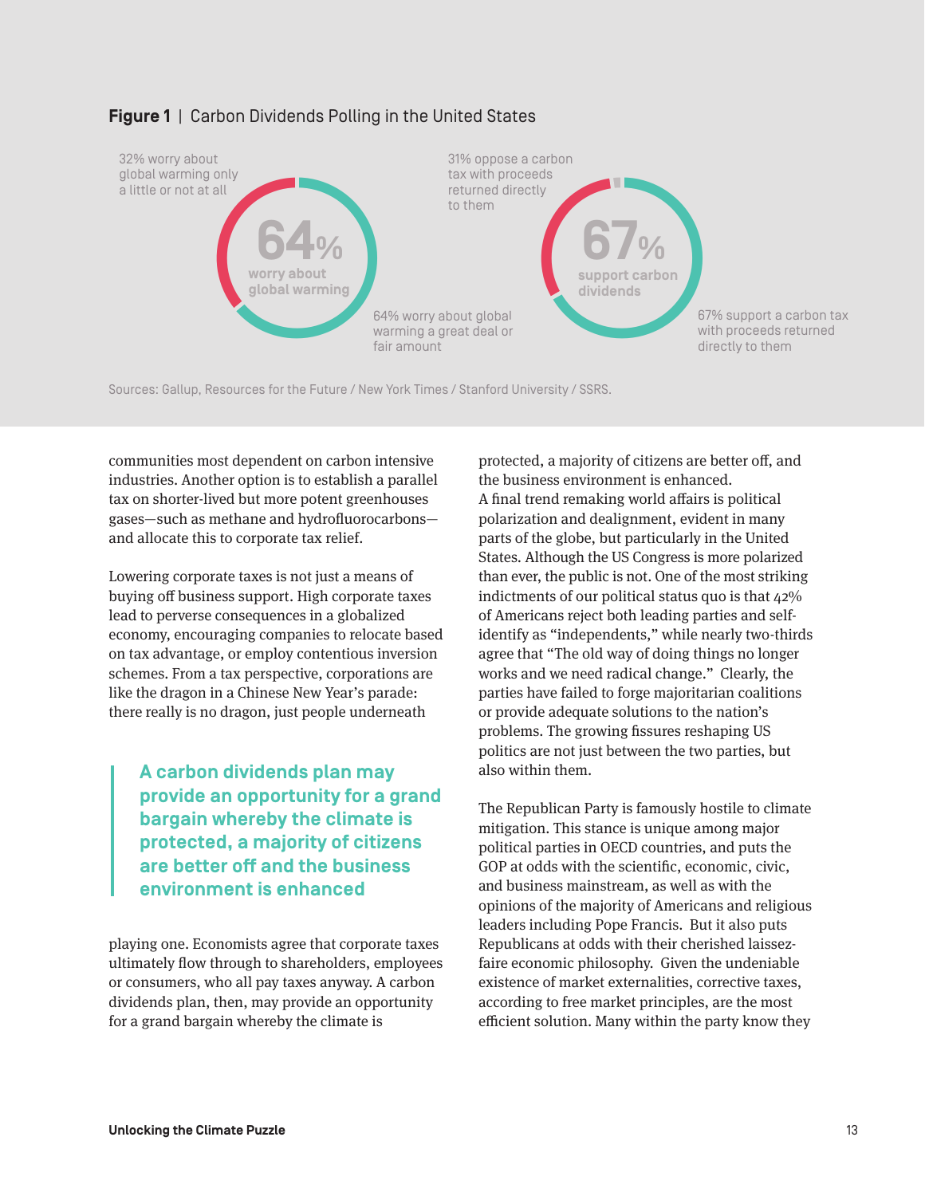**Figure 1** | Carbon Dividends Polling in the United States

32% worry about global warming only a little or not at all

**64%** worry about global warming

64% worry about global warming a great deal or fair amount

31% oppose a carbon tax with proceeds returned directly to them

**67%** support carbon dividends

67% support a carbon tax with proceeds returned directly to them

Sources: Gallup, Resources for the Future / New York Times / Stanford University / SSRS.

communities most dependent on carbon intensive industries. Another option is to establish a parallel tax on shorter-lived but more potent greenhouses gases—such as methane and hydrofluorocarbons—and allocate this to corporate tax relief.

Lowering corporate taxes is not just a means of buying off business support. High corporate taxes lead to perverse consequences in a globalized economy, encouraging companies to relocate based on tax advantage, or employ contentious inversion schemes. From a tax perspective, corporations are like the dragon in a Chinese New Year's parade: there really is no dragon, just people underneath playing one. Economists agree that corporate taxes ultimately flow through to shareholders, employees or consumers, who all pay taxes anyway. A carbon dividends plan, then, may provide an opportunity for a grand bargain whereby the climate is protected, a majority of citizens are better off, and the business environment is enhanced.

> **A carbon dividends plan may provide an opportunity for a grand bargain whereby the climate is protected, a majority of citizens are better off and the business environment is enhanced**

A final trend remaking world affairs is political polarization and dealignment, evident in many parts of the globe, but particularly in the United States. Although the US Congress is more polarized than ever, the public is not. One of the most striking indictments of our political status quo is that 42% of Americans reject both leading parties and self-identify as "independents," while nearly two-thirds agree that "The old way of doing things no longer works and we need radical change." Clearly, the parties have failed to forge majoritarian coalitions or provide adequate solutions to the nation's problems. The growing fissures reshaping US politics are not just between the two parties, but also within them.

The Republican Party is famously hostile to climate mitigation. This stance is unique among major political parties in OECD countries, and puts the GOP at odds with the scientific, economic, civic, and business mainstream, as well as with the opinions of the majority of Americans and religious leaders including Pope Francis. But it also puts Republicans at odds with their cherished laissez-faire economic philosophy. Given the undeniable existence of market externalities, corrective taxes, according to free market principles, are the most efficient solution. Many within the party know they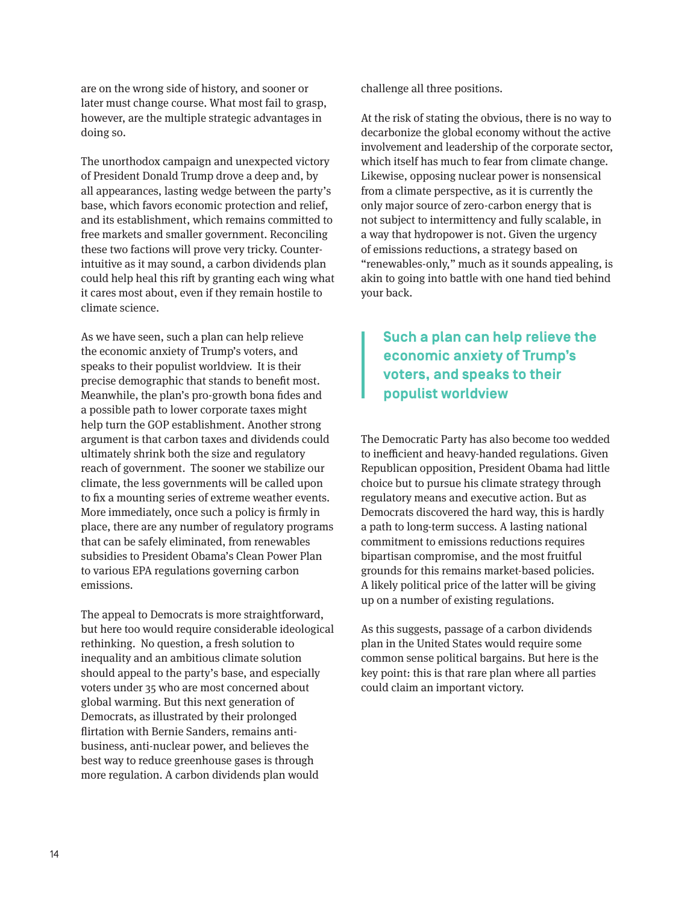are on the wrong side of history, and sooner or later must change course. What most fail to grasp, however, are the multiple strategic advantages in doing so.

The unorthodox campaign and unexpected victory of President Donald Trump drove a deep and, by all appearances, lasting wedge between the party's base, which favors economic protection and relief, and its establishment, which remains committed to free markets and smaller government. Reconciling these two factions will prove very tricky. Counter-intuitive as it may sound, a carbon dividends plan could help heal this rift by granting each wing what it cares most about, even if they remain hostile to climate science.

As we have seen, such a plan can help relieve the economic anxiety of Trump's voters, and speaks to their populist worldview. It is their precise demographic that stands to benefit most. Meanwhile, the plan's pro-growth bona fides and a possible path to lower corporate taxes might help turn the GOP establishment. Another strong argument is that carbon taxes and dividends could ultimately shrink both the size and regulatory reach of government. The sooner we stabilize our climate, the less governments will be called upon to fix a mounting series of extreme weather events. More immediately, once such a policy is firmly in place, there are any number of regulatory programs that can be safely eliminated, from renewables subsidies to President Obama's Clean Power Plan to various EPA regulations governing carbon emissions.

The appeal to Democrats is more straightforward, but here too would require considerable ideological rethinking. No question, a fresh solution to inequality and an ambitious climate solution should appeal to the party's base, and especially voters under 35 who are most concerned about global warming. But this next generation of Democrats, as illustrated by their prolonged flirtation with Bernie Sanders, remains anti-business, anti-nuclear power, and believes the best way to reduce greenhouse gases is through more regulation. A carbon dividends plan would challenge all three positions.

At the risk of stating the obvious, there is no way to decarbonize the global economy without the active involvement and leadership of the corporate sector, which itself has much to fear from climate change. Likewise, opposing nuclear power is nonsensical from a climate perspective, as it is currently the only major source of zero-carbon energy that is not subject to intermittency and fully scalable, in a way that hydropower is not. Given the urgency of emissions reductions, a strategy based on "renewables-only," much as it sounds appealing, is akin to going into battle with one hand tied behind your back.

> **Such a plan can help relieve the economic anxiety of Trump's voters, and speaks to their populist worldview**

The Democratic Party has also become too wedded to inefficient and heavy-handed regulations. Given Republican opposition, President Obama had little choice but to pursue his climate strategy through regulatory means and executive action. But as Democrats discovered the hard way, this is hardly a path to long-term success. A lasting national commitment to emissions reductions requires bipartisan compromise, and the most fruitful grounds for this remains market-based policies. A likely political price of the latter will be giving up on a number of existing regulations.

As this suggests, passage of a carbon dividends plan in the United States would require some common sense political bargains. But here is the key point: this is that rare plan where all parties could claim an important victory.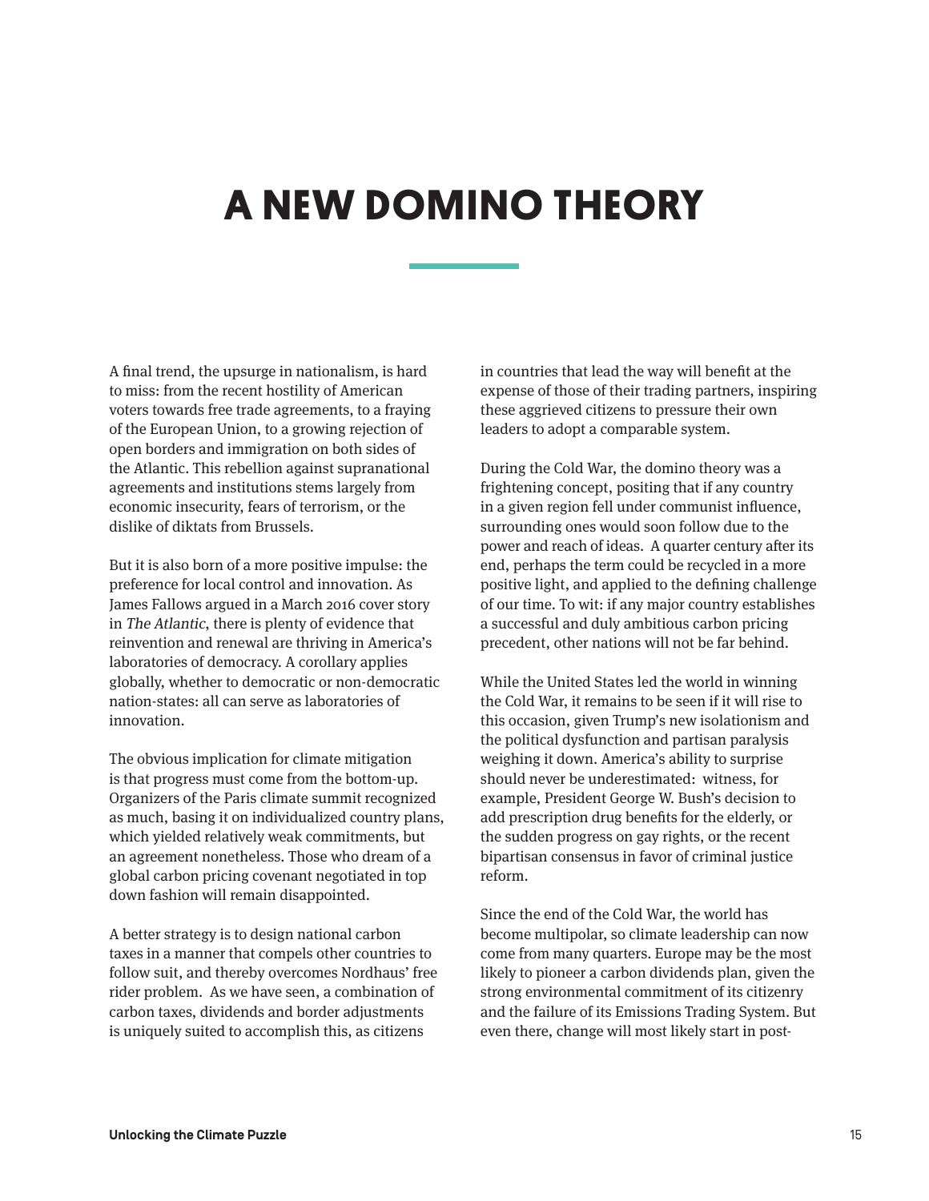# A NEW DOMINO THEORY

A final trend, the upsurge in nationalism, is hard to miss: from the recent hostility of American voters towards free trade agreements, to a fraying of the European Union, to a growing rejection of open borders and immigration on both sides of the Atlantic. This rebellion against supranational agreements and institutions stems largely from economic insecurity, fears of terrorism, or the dislike of diktats from Brussels.

But it is also born of a more positive impulse: the preference for local control and innovation. As James Fallows argued in a March 2016 cover story in *The Atlantic*, there is plenty of evidence that reinvention and renewal are thriving in America's laboratories of democracy. A corollary applies globally, whether to democratic or non-democratic nation-states: all can serve as laboratories of innovation.

The obvious implication for climate mitigation is that progress must come from the bottom-up. Organizers of the Paris climate summit recognized as much, basing it on individualized country plans, which yielded relatively weak commitments, but an agreement nonetheless. Those who dream of a global carbon pricing covenant negotiated in top down fashion will remain disappointed.

A better strategy is to design national carbon taxes in a manner that compels other countries to follow suit, and thereby overcomes Nordhaus' free rider problem. As we have seen, a combination of carbon taxes, dividends and border adjustments is uniquely suited to accomplish this, as citizens in countries that lead the way will benefit at the expense of those of their trading partners, inspiring these aggrieved citizens to pressure their own leaders to adopt a comparable system.

During the Cold War, the domino theory was a frightening concept, positing that if any country in a given region fell under communist influence, surrounding ones would soon follow due to the power and reach of ideas. A quarter century after its end, perhaps the term could be recycled in a more positive light, and applied to the defining challenge of our time. To wit: if any major country establishes a successful and duly ambitious carbon pricing precedent, other nations will not be far behind.

While the United States led the world in winning the Cold War, it remains to be seen if it will rise to this occasion, given Trump's new isolationism and the political dysfunction and partisan paralysis weighing it down. America's ability to surprise should never be underestimated: witness, for example, President George W. Bush's decision to add prescription drug benefits for the elderly, or the sudden progress on gay rights, or the recent bipartisan consensus in favor of criminal justice reform.

Since the end of the Cold War, the world has become multipolar, so climate leadership can now come from many quarters. Europe may be the most likely to pioneer a carbon dividends plan, given the strong environmental commitment of its citizenry and the failure of its Emissions Trading System. But even there, change will most likely start in post-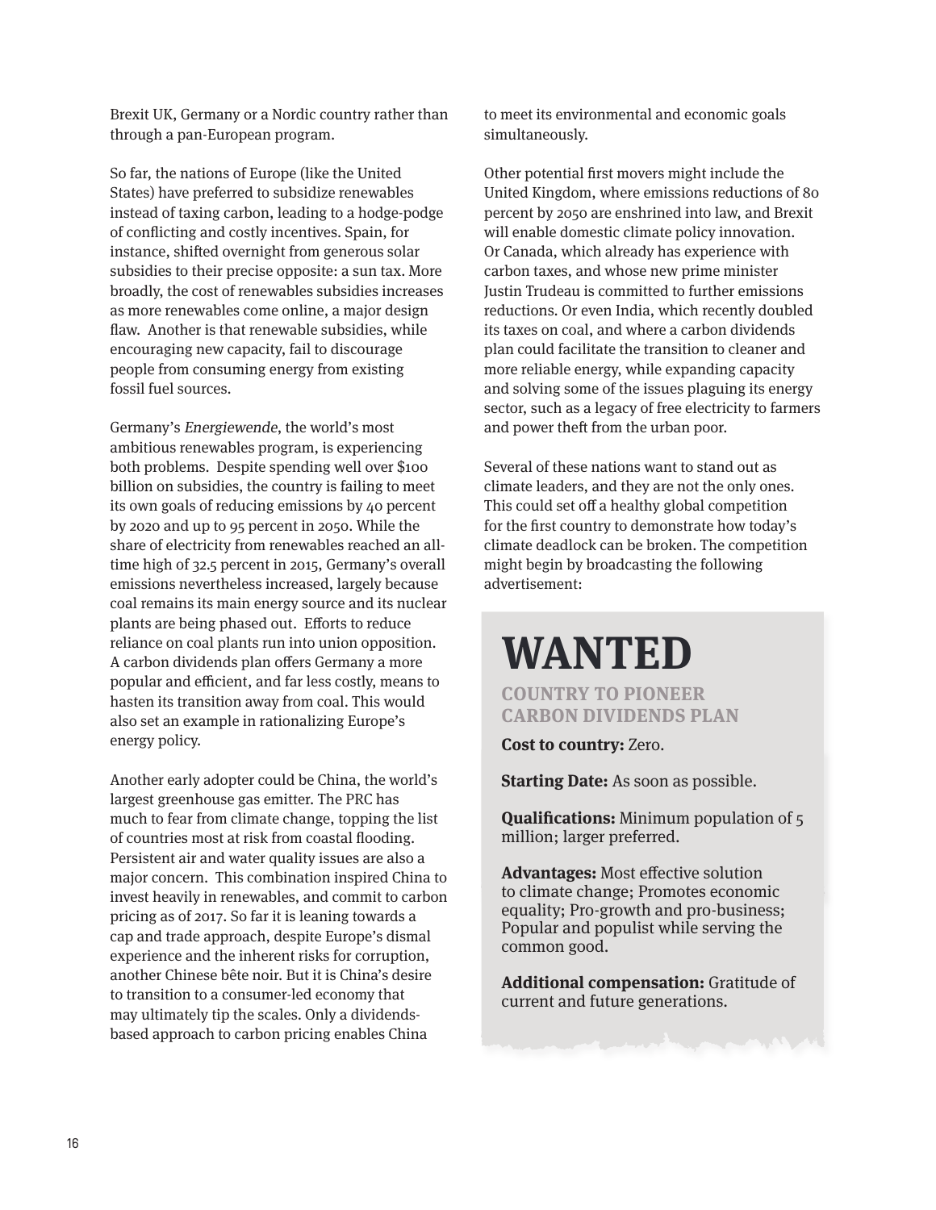Brexit UK, Germany or a Nordic country rather than through a pan-European program.

So far, the nations of Europe (like the United States) have preferred to subsidize renewables instead of taxing carbon, leading to a hodge-podge of conflicting and costly incentives. Spain, for instance, shifted overnight from generous solar subsidies to their precise opposite: a sun tax. More broadly, the cost of renewables subsidies increases as more renewables come online, a major design flaw. Another is that renewable subsidies, while encouraging new capacity, fail to discourage people from consuming energy from existing fossil fuel sources.

Germany's *Energiewende*, the world's most ambitious renewables program, is experiencing both problems. Despite spending well over $100 billion on subsidies, the country is failing to meet its own goals of reducing emissions by 40 percent by 2020 and up to 95 percent in 2050. While the share of electricity from renewables reached an all-time high of 32.5 percent in 2015, Germany's overall emissions nevertheless increased, largely because coal remains its main energy source and its nuclear plants are being phased out. Efforts to reduce reliance on coal plants run into union opposition. A carbon dividends plan offers Germany a more popular and efficient, and far less costly, means to hasten its transition away from coal. This would also set an example in rationalizing Europe's energy policy.

Another early adopter could be China, the world's largest greenhouse gas emitter. The PRC has much to fear from climate change, topping the list of countries most at risk from coastal flooding. Persistent air and water quality issues are also a major concern. This combination inspired China to invest heavily in renewables, and commit to carbon pricing as of 2017. So far it is leaning towards a cap and trade approach, despite Europe's dismal experience and the inherent risks for corruption, another Chinese bête noir. But it is China's desire to transition to a consumer-led economy that may ultimately tip the scales. Only a dividends-based approach to carbon pricing enables China to meet its environmental and economic goals simultaneously.

Other potential first movers might include the United Kingdom, where emissions reductions of 80 percent by 2050 are enshrined into law, and Brexit will enable domestic climate policy innovation. Or Canada, which already has experience with carbon taxes, and whose new prime minister Justin Trudeau is committed to further emissions reductions. Or even India, which recently doubled its taxes on coal, and where a carbon dividends plan could facilitate the transition to cleaner and more reliable energy, while expanding capacity and solving some of the issues plaguing its energy sector, such as a legacy of free electricity to farmers and power theft from the urban poor.

Several of these nations want to stand out as climate leaders, and they are not the only ones. This could set off a healthy global competition for the first country to demonstrate how today's climate deadlock can be broken. The competition might begin by broadcasting the following advertisement:

# WANTED

### COUNTRY TO PIONEER CARBON DIVIDENDS PLAN

**Cost to country:** Zero.

**Starting Date:** As soon as possible.

**Qualifications:** Minimum population of 5 million; larger preferred.

**Advantages:** Most effective solution to climate change; Promotes economic equality; Pro-growth and pro-business; Popular and populist while serving the common good.

**Additional compensation:** Gratitude of current and future generations.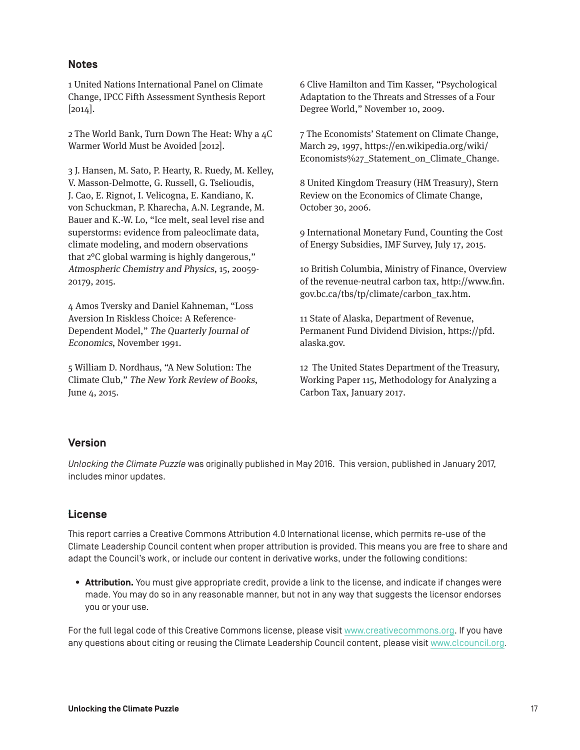## Notes

1 United Nations International Panel on Climate Change, IPCC Fifth Assessment Synthesis Report [2014].

2 The World Bank, Turn Down The Heat: Why a 4C Warmer World Must be Avoided [2012].

3 J. Hansen, M. Sato, P. Hearty, R. Ruedy, M. Kelley, V. Masson-Delmotte, G. Russell, G. Tselioudis, J. Cao, E. Rignot, I. Velicogna, E. Kandiano, K. von Schuckman, P. Kharecha, A.N. Legrande, M. Bauer and K.-W. Lo, "Ice melt, seal level rise and superstorms: evidence from paleoclimate data, climate modeling, and modern observations that 2°C global warming is highly dangerous," *Atmospheric Chemistry and Physics*, 15, 20059-20179, 2015.

4 Amos Tversky and Daniel Kahneman, "Loss Aversion In Riskless Choice: A Reference-Dependent Model," *The Quarterly Journal of Economics*, November 1991.

5 William D. Nordhaus, "A New Solution: The Climate Club," *The New York Review of Books*, June 4, 2015.

6 Clive Hamilton and Tim Kasser, "Psychological Adaptation to the Threats and Stresses of a Four Degree World," November 10, 2009.

7 The Economists' Statement on Climate Change, March 29, 1997, https://en.wikipedia.org/wiki/Economists%27_Statement_on_Climate_Change.

8 United Kingdom Treasury (HM Treasury), Stern Review on the Economics of Climate Change, October 30, 2006.

9 International Monetary Fund, Counting the Cost of Energy Subsidies, IMF Survey, July 17, 2015.

10 British Columbia, Ministry of Finance, Overview of the revenue-neutral carbon tax, http://www.fin.gov.bc.ca/tbs/tp/climate/carbon_tax.htm.

11 State of Alaska, Department of Revenue, Permanent Fund Dividend Division, https://pfd.alaska.gov.

12 The United States Department of the Treasury, Working Paper 115, Methodology for Analyzing a Carbon Tax, January 2017.

## Version

*Unlocking the Climate Puzzle* was originally published in May 2016. This version, published in January 2017, includes minor updates.

## License

This report carries a Creative Commons Attribution 4.0 International license, which permits re-use of the Climate Leadership Council content when proper attribution is provided. This means you are free to share and adapt the Council's work, or include our content in derivative works, under the following conditions:

- **Attribution.** You must give appropriate credit, provide a link to the license, and indicate if changes were made. You may do so in any reasonable manner, but not in any way that suggests the licensor endorses you or your use.

For the full legal code of this Creative Commons license, please visit www.creativecommons.org. If you have any questions about citing or reusing the Climate Leadership Council content, please visit www.clcouncil.org.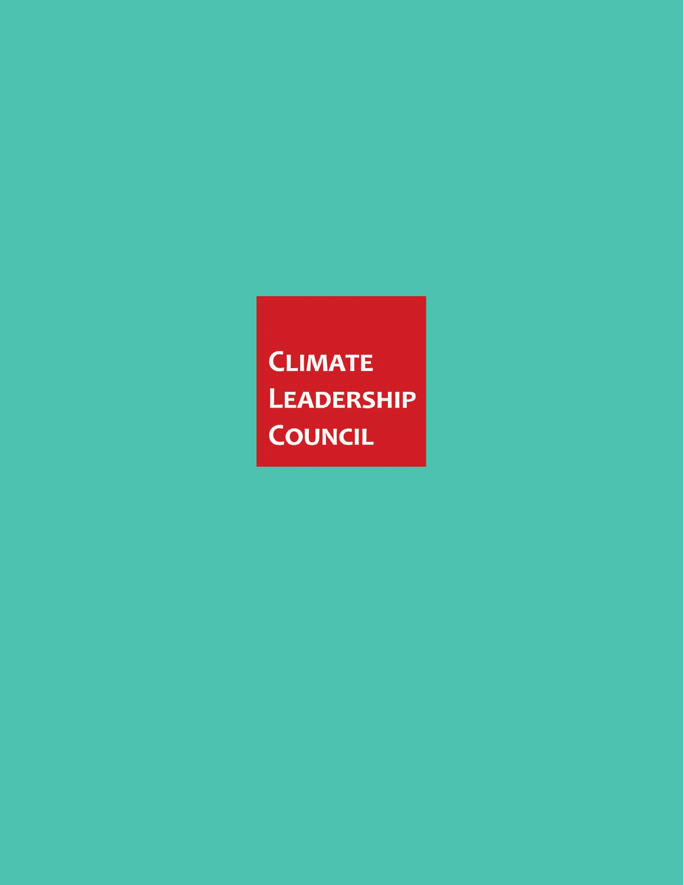Climate
Leadership
Council